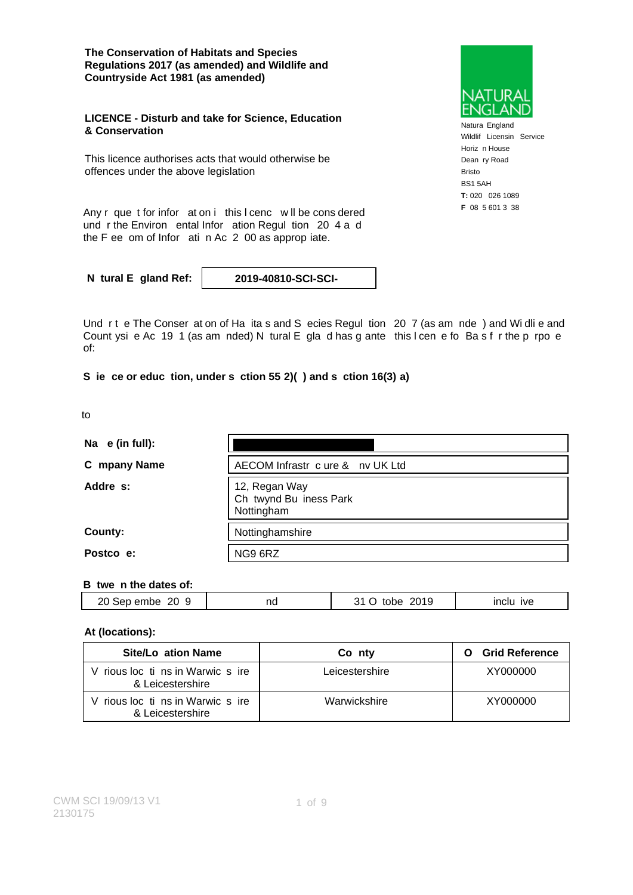**The Conservation of Habitats and Species Regulations 2017 (as amended) and Wildlife and Countryside Act 1981 (as amended)**

**LICENCE - Disturb and take for Science, Education & Conservation**

This licence authorises acts that would otherwise be offences under the above legislation

Any r que t for infor at on i this l cenc w ll be cons dered und r the Environ ental Infor ation Regul tion 20 4 a d the F ee om of Infor ati n Ac 2 00 as approp iate.

Natura England
Wildlif Licensin Service
Horiz n House
Dean ry Road
Bristo
BS1 5AH
**T:** 020 026 1089
**F** 08 5 601 3 38

| **N tural E gland Ref:** | **2019-40810-SCI-SCI-** |
|---|---|

Und r t e The Conser at on of Ha ita s and S ecies Regul tion 20 7 (as am nde ) and Wi dli e and Count ysi e Ac 19 1 (as am nded) N tural E gla d has g ante this l cen e fo Ba s f r the p rpo e of:

**S ie ce or educ tion, under s ction 55 2)( ) and s ction 16(3) a)**

to

| | |
|---|---|
| **Na e (in full):** | |
| **C mpany Name** | AECOM Infrastr c ure & nv UK Ltd |
| **Addre s:** | 12, Regan Way<br>Ch twynd Bu iness Park<br>Nottingham |
| **County:** | Nottinghamshire |
| **Postco e:** | NG9 6RZ |

**B twe n the dates of:**

| 20 Sep embe 20 9 | nd | 31 O tobe 2019 | inclu ive |
|---|---|---|---|

**At (locations):**

| Site/Lo ation Name | Co nty | O Grid Reference |
|---|---|---|
| V rious loc ti ns in Warwic s ire & Leicestershire | Leicestershire | XY000000 |
| V rious loc ti ns in Warwic s ire & Leicestershire | Warwickshire | XY000000 |

CWM SCI 19/09/13 V1
2130175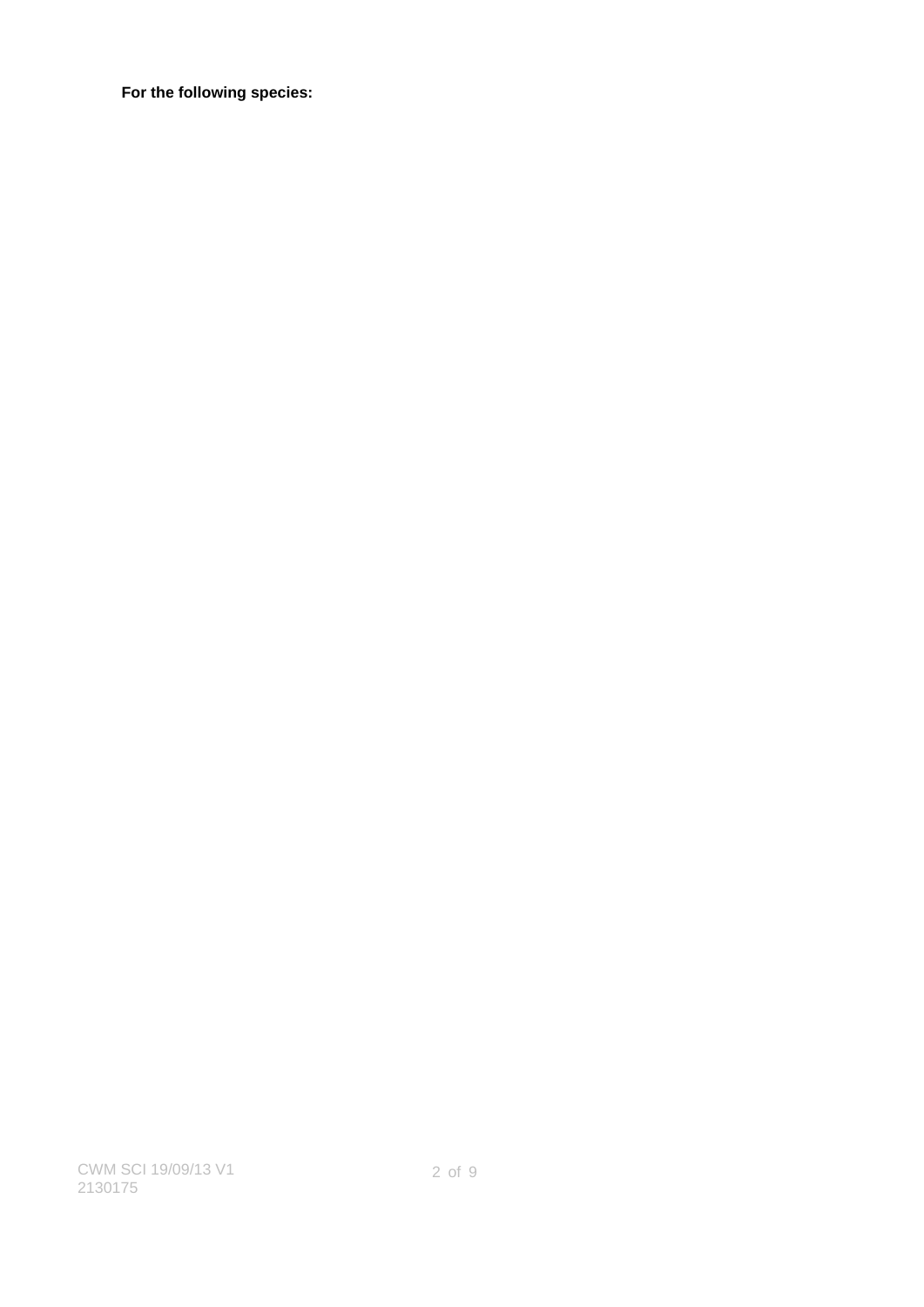**For the following species:**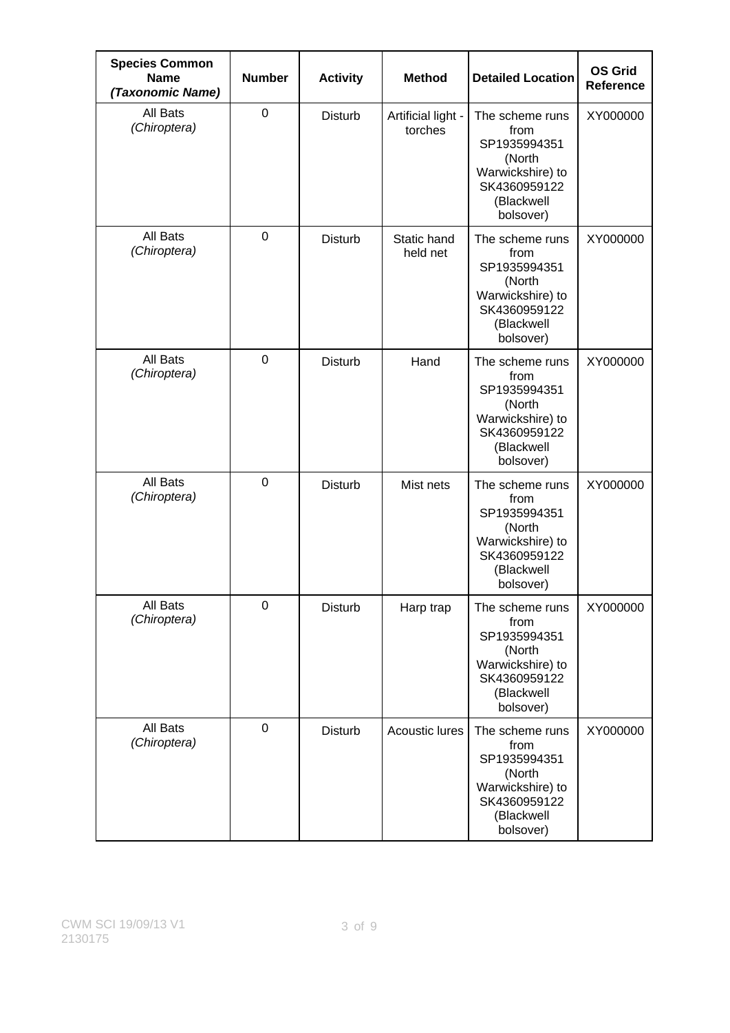| **Species Common Name *(Taxonomic Name)*** | **Number** | **Activity** | **Method** | **Detailed Location** | **OS Grid Reference** |
|---|---|---|---|---|---|
| All Bats *(Chiroptera)* | 0 | Disturb | Artificial light - torches | The scheme runs from SP1935994351 (North Warwickshire) to SK4360959122 (Blackwell bolsover) | XY000000 |
| All Bats *(Chiroptera)* | 0 | Disturb | Static hand held net | The scheme runs from SP1935994351 (North Warwickshire) to SK4360959122 (Blackwell bolsover) | XY000000 |
| All Bats *(Chiroptera)* | 0 | Disturb | Hand | The scheme runs from SP1935994351 (North Warwickshire) to SK4360959122 (Blackwell bolsover) | XY000000 |
| All Bats *(Chiroptera)* | 0 | Disturb | Mist nets | The scheme runs from SP1935994351 (North Warwickshire) to SK4360959122 (Blackwell bolsover) | XY000000 |
| All Bats *(Chiroptera)* | 0 | Disturb | Harp trap | The scheme runs from SP1935994351 (North Warwickshire) to SK4360959122 (Blackwell bolsover) | XY000000 |
| All Bats *(Chiroptera)* | 0 | Disturb | Acoustic lures | The scheme runs from SP1935994351 (North Warwickshire) to SK4360959122 (Blackwell bolsover) | XY000000 |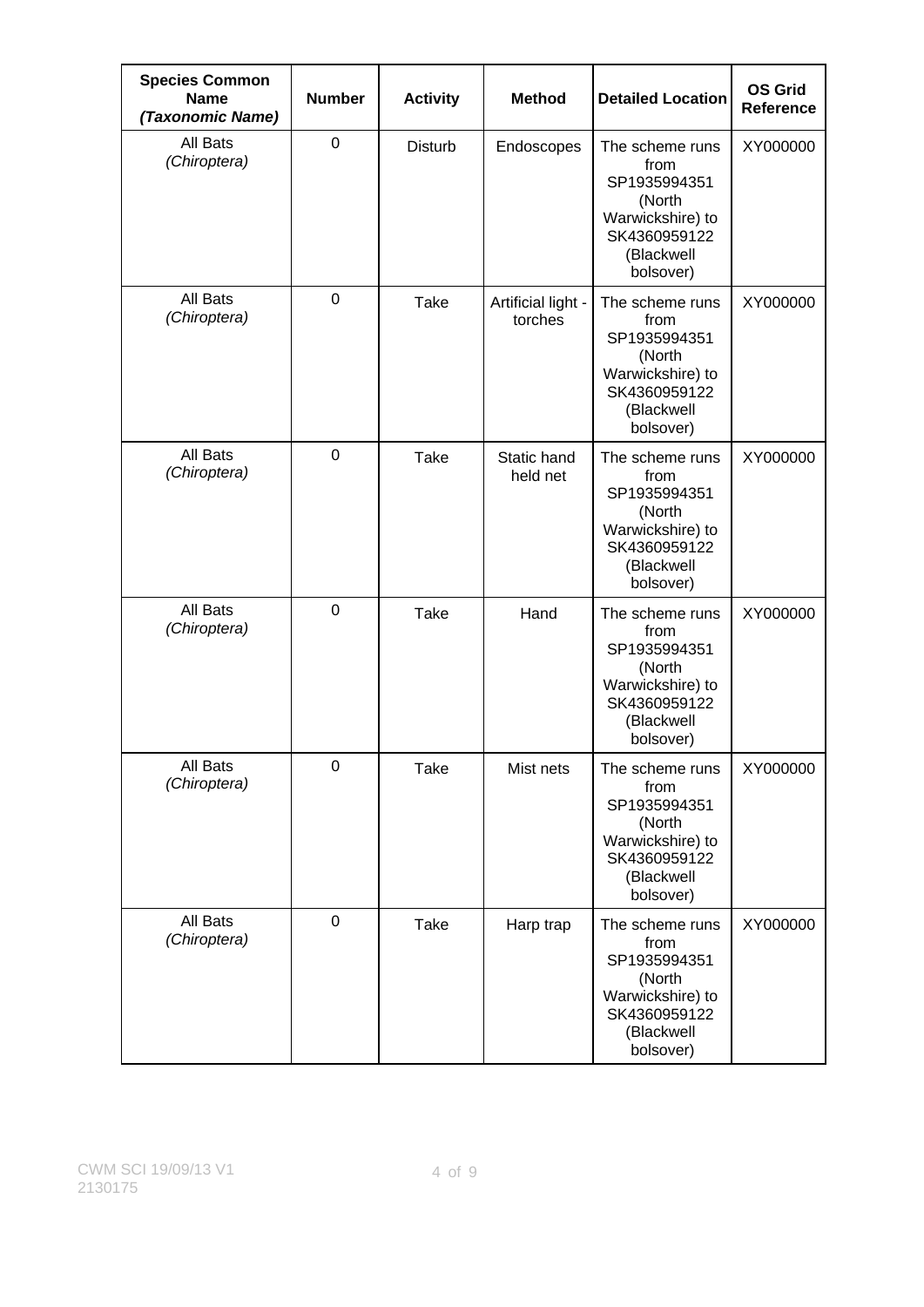| **Species Common Name *(Taxonomic Name)*** | **Number** | **Activity** | **Method** | **Detailed Location** | **OS Grid Reference** |
|---|---|---|---|---|---|
| All Bats *(Chiroptera)* | 0 | Disturb | Endoscopes | The scheme runs from SP1935994351 (North Warwickshire) to SK4360959122 (Blackwell bolsover) | XY000000 |
| All Bats *(Chiroptera)* | 0 | Take | Artificial light - torches | The scheme runs from SP1935994351 (North Warwickshire) to SK4360959122 (Blackwell bolsover) | XY000000 |
| All Bats *(Chiroptera)* | 0 | Take | Static hand held net | The scheme runs from SP1935994351 (North Warwickshire) to SK4360959122 (Blackwell bolsover) | XY000000 |
| All Bats *(Chiroptera)* | 0 | Take | Hand | The scheme runs from SP1935994351 (North Warwickshire) to SK4360959122 (Blackwell bolsover) | XY000000 |
| All Bats *(Chiroptera)* | 0 | Take | Mist nets | The scheme runs from SP1935994351 (North Warwickshire) to SK4360959122 (Blackwell bolsover) | XY000000 |
| All Bats *(Chiroptera)* | 0 | Take | Harp trap | The scheme runs from SP1935994351 (North Warwickshire) to SK4360959122 (Blackwell bolsover) | XY000000 |

CWM SCI 19/09/13 V1
2130175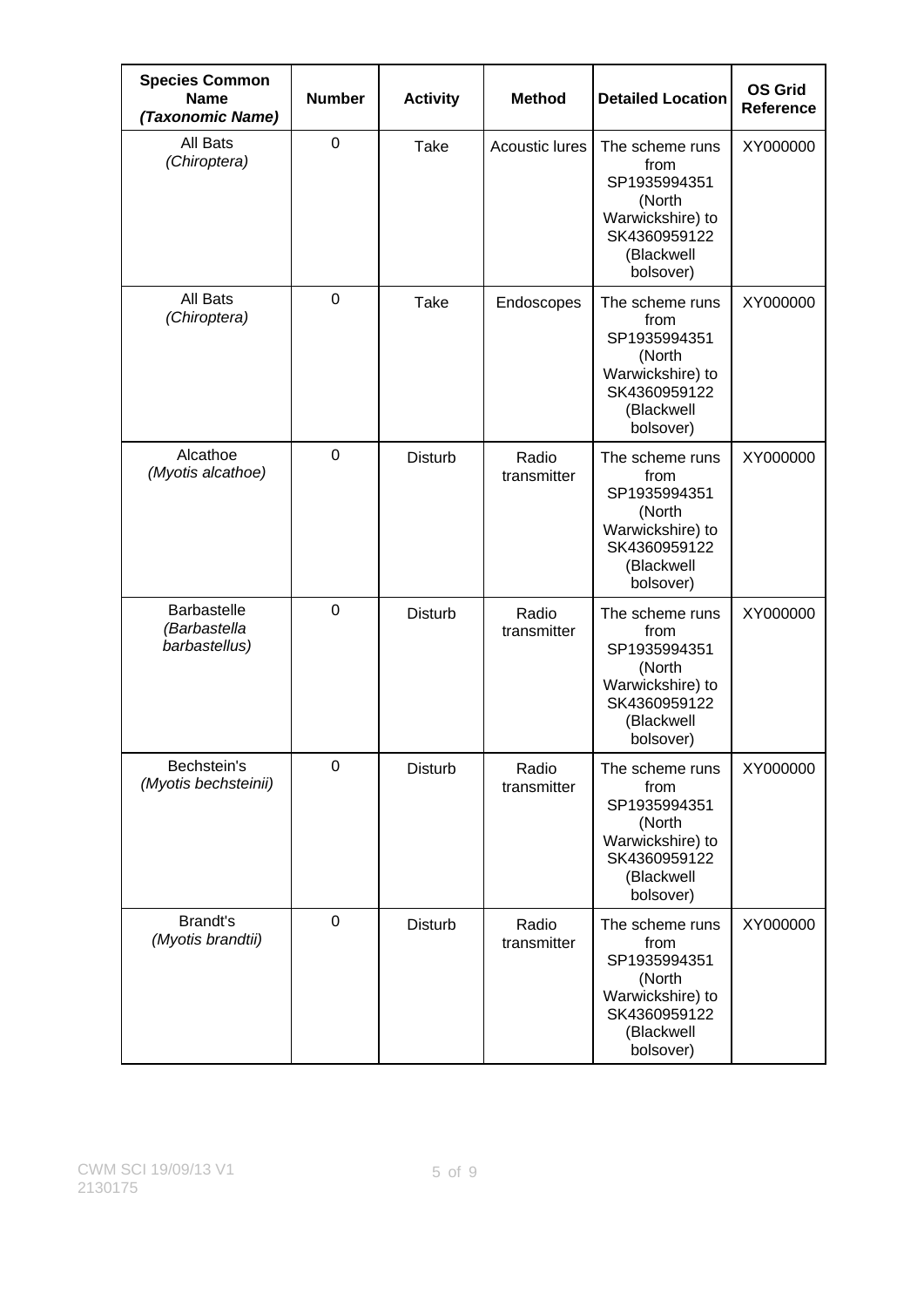| **Species Common Name** ***(Taxonomic Name)*** | **Number** | **Activity** | **Method** | **Detailed Location** | **OS Grid Reference** |
|---|---|---|---|---|---|
| All Bats *(Chiroptera)* | 0 | Take | Acoustic lures | The scheme runs from SP1935994351 (North Warwickshire) to SK4360959122 (Blackwell bolsover) | XY000000 |
| All Bats *(Chiroptera)* | 0 | Take | Endoscopes | The scheme runs from SP1935994351 (North Warwickshire) to SK4360959122 (Blackwell bolsover) | XY000000 |
| Alcathoe *(Myotis alcathoe)* | 0 | Disturb | Radio transmitter | The scheme runs from SP1935994351 (North Warwickshire) to SK4360959122 (Blackwell bolsover) | XY000000 |
| Barbastelle *(Barbastella barbastellus)* | 0 | Disturb | Radio transmitter | The scheme runs from SP1935994351 (North Warwickshire) to SK4360959122 (Blackwell bolsover) | XY000000 |
| Bechstein's *(Myotis bechsteinii)* | 0 | Disturb | Radio transmitter | The scheme runs from SP1935994351 (North Warwickshire) to SK4360959122 (Blackwell bolsover) | XY000000 |
| Brandt's *(Myotis brandtii)* | 0 | Disturb | Radio transmitter | The scheme runs from SP1935994351 (North Warwickshire) to SK4360959122 (Blackwell bolsover) | XY000000 |

CWM SCI 19/09/13 V1
2130175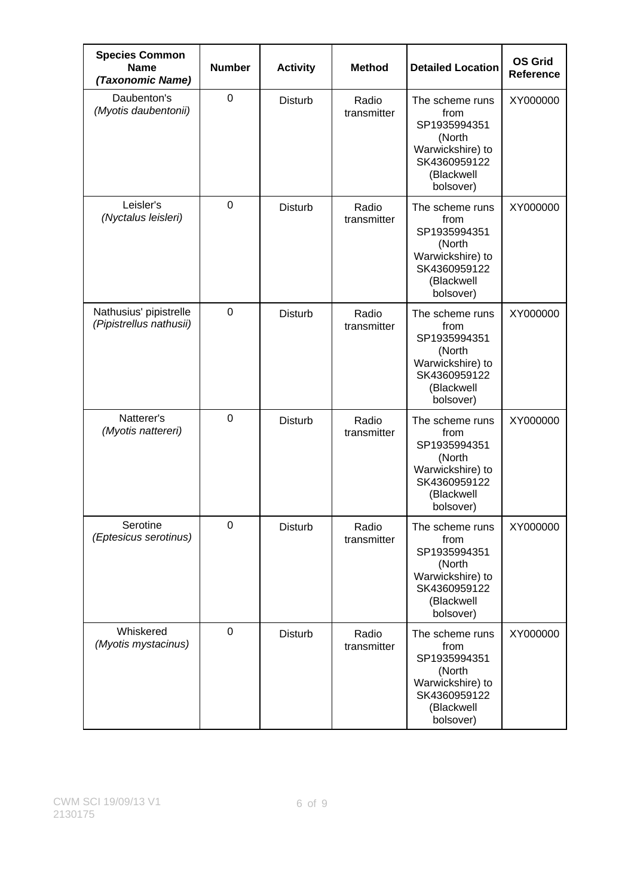| **Species Common Name** ***(Taxonomic Name)*** | **Number** | **Activity** | **Method** | **Detailed Location** | **OS Grid Reference** |
|---|---|---|---|---|---|
| Daubenton's *(Myotis daubentonii)* | 0 | Disturb | Radio transmitter | The scheme runs from SP1935994351 (North Warwickshire) to SK4360959122 (Blackwell bolsover) | XY000000 |
| Leisler's *(Nyctalus leisleri)* | 0 | Disturb | Radio transmitter | The scheme runs from SP1935994351 (North Warwickshire) to SK4360959122 (Blackwell bolsover) | XY000000 |
| Nathusius' pipistrelle *(Pipistrellus nathusii)* | 0 | Disturb | Radio transmitter | The scheme runs from SP1935994351 (North Warwickshire) to SK4360959122 (Blackwell bolsover) | XY000000 |
| Natterer's *(Myotis nattereri)* | 0 | Disturb | Radio transmitter | The scheme runs from SP1935994351 (North Warwickshire) to SK4360959122 (Blackwell bolsover) | XY000000 |
| Serotine *(Eptesicus serotinus)* | 0 | Disturb | Radio transmitter | The scheme runs from SP1935994351 (North Warwickshire) to SK4360959122 (Blackwell bolsover) | XY000000 |
| Whiskered *(Myotis mystacinus)* | 0 | Disturb | Radio transmitter | The scheme runs from SP1935994351 (North Warwickshire) to SK4360959122 (Blackwell bolsover) | XY000000 |

CWM SCI 19/09/13 V1
2130175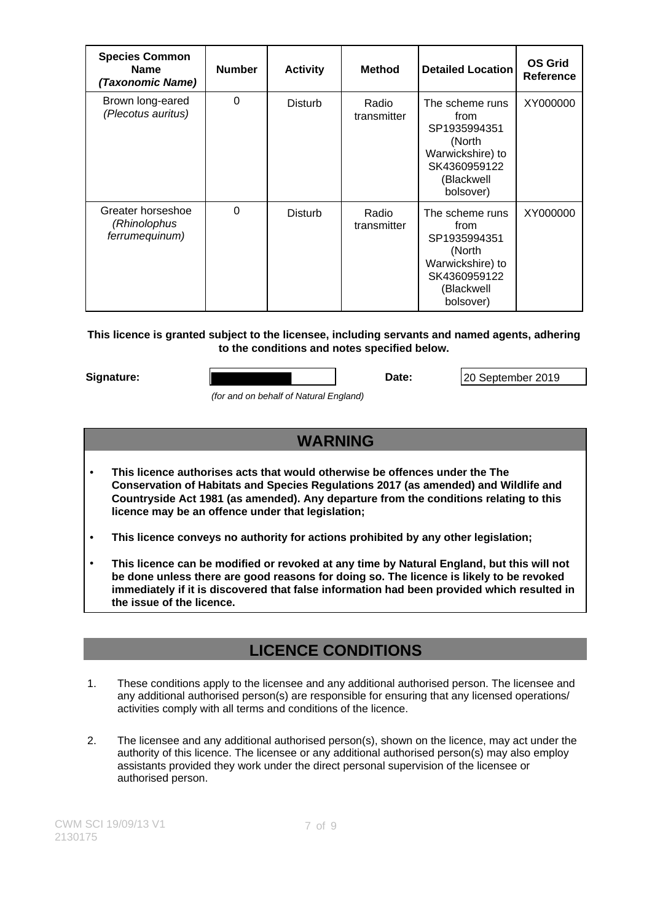| **Species Common Name *(Taxonomic Name)*** | **Number** | **Activity** | **Method** | **Detailed Location** | **OS Grid Reference** |
|---|---|---|---|---|---|
| Brown long-eared *(Plecotus auritus)* | 0 | Disturb | Radio transmitter | The scheme runs from SP1935994351 (North Warwickshire) to SK4360959122 (Blackwell bolsover) | XY000000 |
| Greater horseshoe *(Rhinolophus ferrumequinum)* | 0 | Disturb | Radio transmitter | The scheme runs from SP1935994351 (North Warwickshire) to SK4360959122 (Blackwell bolsover) | XY000000 |

**This licence is granted subject to the licensee, including servants and named agents, adhering to the conditions and notes specified below.**

**Signature:** [redacted] **Date:** 20 September 2019

*(for and on behalf of Natural England)*

## WARNING

- **This licence authorises acts that would otherwise be offences under the The Conservation of Habitats and Species Regulations 2017 (as amended) and Wildlife and Countryside Act 1981 (as amended). Any departure from the conditions relating to this licence may be an offence under that legislation;**
- **This licence conveys no authority for actions prohibited by any other legislation;**
- **This licence can be modified or revoked at any time by Natural England, but this will not be done unless there are good reasons for doing so. The licence is likely to be revoked immediately if it is discovered that false information had been provided which resulted in the issue of the licence.**

## LICENCE CONDITIONS

1. These conditions apply to the licensee and any additional authorised person. The licensee and any additional authorised person(s) are responsible for ensuring that any licensed operations/ activities comply with all terms and conditions of the licence.

2. The licensee and any additional authorised person(s), shown on the licence, may act under the authority of this licence. The licensee or any additional authorised person(s) may also employ assistants provided they work under the direct personal supervision of the licensee or authorised person.

CWM SCI 19/09/13 V1
2130175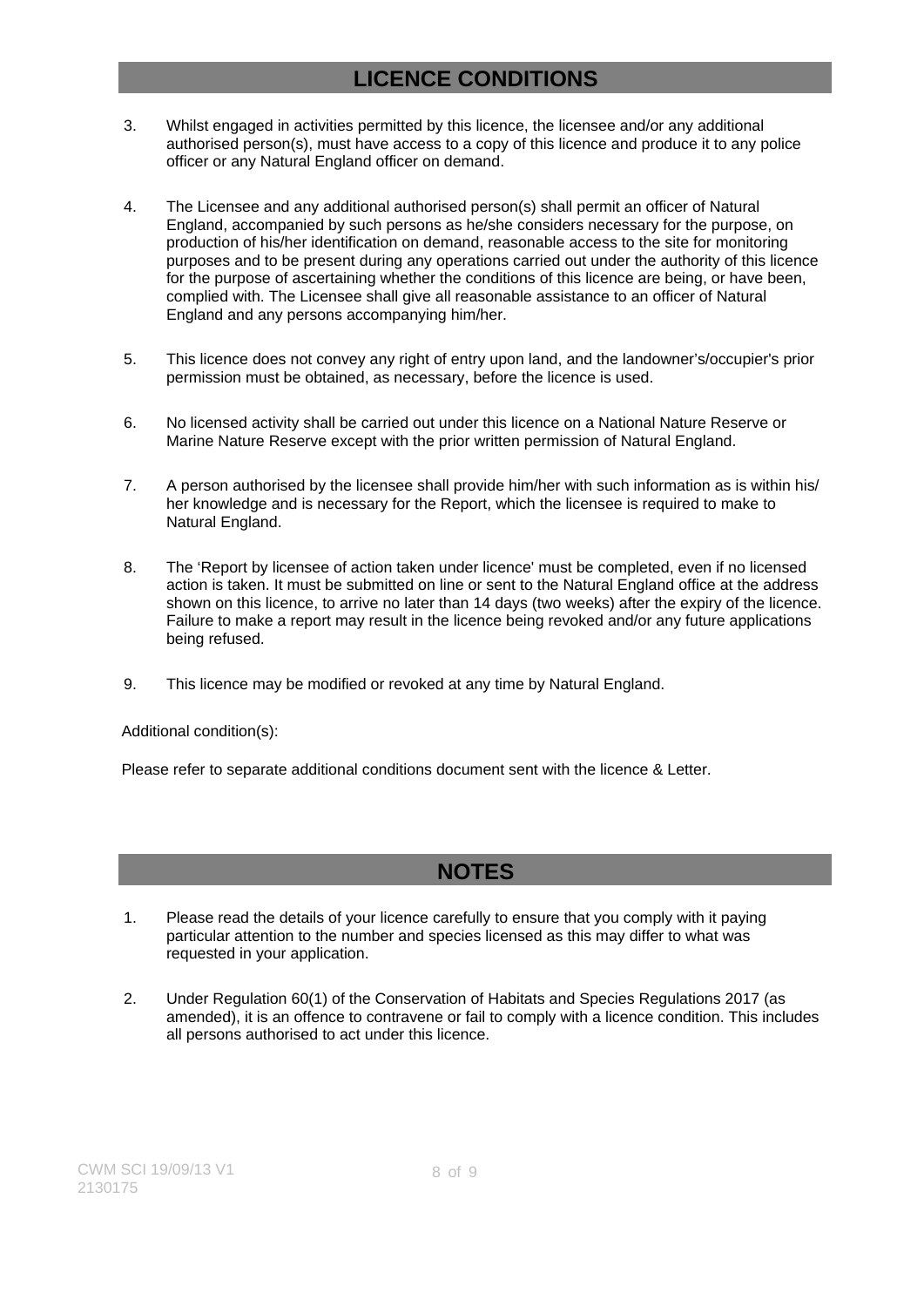## LICENCE CONDITIONS

3. Whilst engaged in activities permitted by this licence, the licensee and/or any additional authorised person(s), must have access to a copy of this licence and produce it to any police officer or any Natural England officer on demand.

4. The Licensee and any additional authorised person(s) shall permit an officer of Natural England, accompanied by such persons as he/she considers necessary for the purpose, on production of his/her identification on demand, reasonable access to the site for monitoring purposes and to be present during any operations carried out under the authority of this licence for the purpose of ascertaining whether the conditions of this licence are being, or have been, complied with. The Licensee shall give all reasonable assistance to an officer of Natural England and any persons accompanying him/her.

5. This licence does not convey any right of entry upon land, and the landowner's/occupier's prior permission must be obtained, as necessary, before the licence is used.

6. No licensed activity shall be carried out under this licence on a National Nature Reserve or Marine Nature Reserve except with the prior written permission of Natural England.

7. A person authorised by the licensee shall provide him/her with such information as is within his/her knowledge and is necessary for the Report, which the licensee is required to make to Natural England.

8. The 'Report by licensee of action taken under licence' must be completed, even if no licensed action is taken. It must be submitted on line or sent to the Natural England office at the address shown on this licence, to arrive no later than 14 days (two weeks) after the expiry of the licence. Failure to make a report may result in the licence being revoked and/or any future applications being refused.

9. This licence may be modified or revoked at any time by Natural England.

Additional condition(s):

Please refer to separate additional conditions document sent with the licence & Letter.

## NOTES

1. Please read the details of your licence carefully to ensure that you comply with it paying particular attention to the number and species licensed as this may differ to what was requested in your application.

2. Under Regulation 60(1) of the Conservation of Habitats and Species Regulations 2017 (as amended), it is an offence to contravene or fail to comply with a licence condition. This includes all persons authorised to act under this licence.

CWM SCI 19/09/13 V1
2130175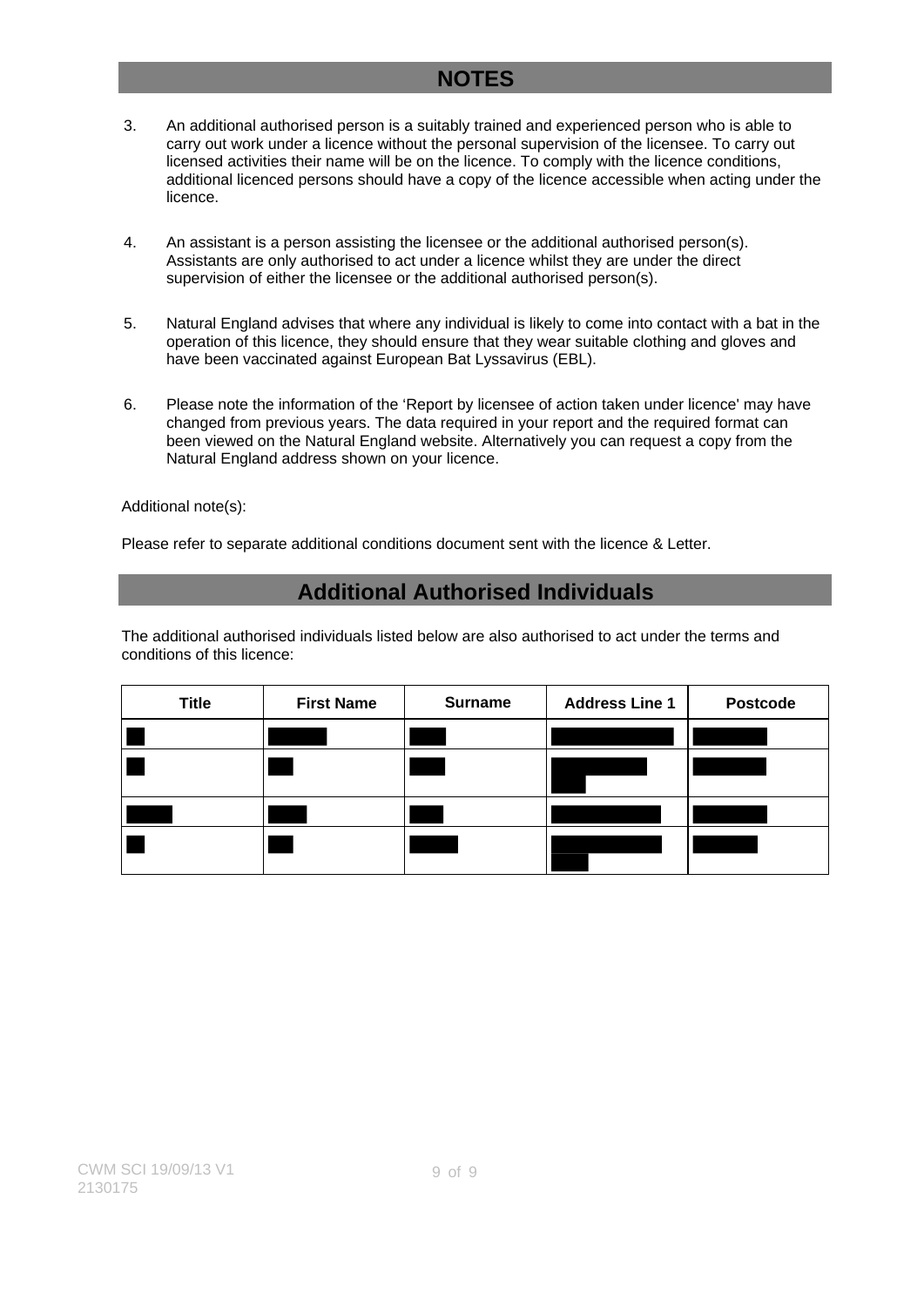## NOTES

3. An additional authorised person is a suitably trained and experienced person who is able to carry out work under a licence without the personal supervision of the licensee. To carry out licensed activities their name will be on the licence. To comply with the licence conditions, additional licenced persons should have a copy of the licence accessible when acting under the licence.

4. An assistant is a person assisting the licensee or the additional authorised person(s). Assistants are only authorised to act under a licence whilst they are under the direct supervision of either the licensee or the additional authorised person(s).

5. Natural England advises that where any individual is likely to come into contact with a bat in the operation of this licence, they should ensure that they wear suitable clothing and gloves and have been vaccinated against European Bat Lyssavirus (EBL).

6. Please note the information of the 'Report by licensee of action taken under licence' may have changed from previous years. The data required in your report and the required format can been viewed on the Natural England website. Alternatively you can request a copy from the Natural England address shown on your licence.

Additional note(s):

Please refer to separate additional conditions document sent with the licence & Letter.

## Additional Authorised Individuals

The additional authorised individuals listed below are also authorised to act under the terms and conditions of this licence:

| Title | First Name | Surname | Address Line 1 | Postcode |
|---|---|---|---|---|
| | | | | |
| | | | | |
| | | | | |
| | | | | |

CWM SCI 19/09/13 V1
2130175